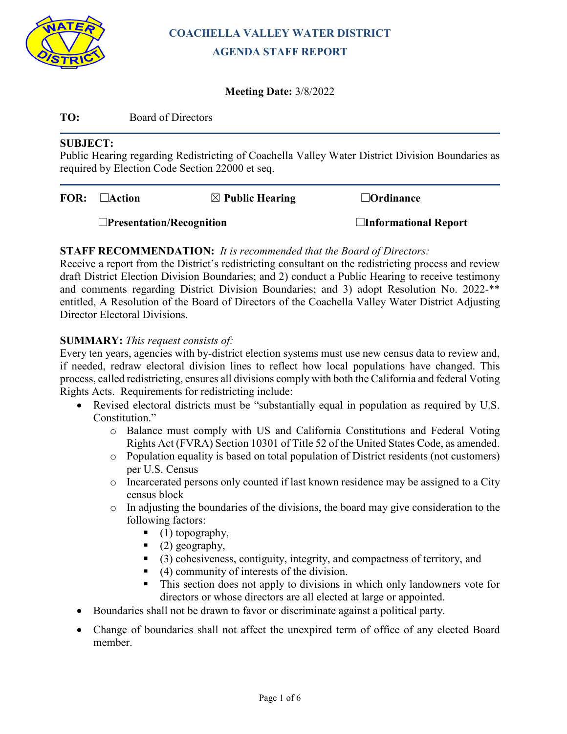# COACHELLA VALLEY WATER DISTRICT

## AGENDA STAFF REPORT

**Meeting Date:** 3/8/2022

**TO:** Board of Directors

---

**SUBJECT:**
Public Hearing regarding Redistricting of Coachella Valley Water District Division Boundaries as required by Election Code Section 22000 et seq.

---

**FOR:** ☐**Action** ☒ **Public Hearing** ☐**Ordinance**

☐**Presentation/Recognition** ☐**Informational Report**

**STAFF RECOMMENDATION:** *It is recommended that the Board of Directors:*
Receive a report from the District's redistricting consultant on the redistricting process and review draft District Election Division Boundaries; and 2) conduct a Public Hearing to receive testimony and comments regarding District Division Boundaries; and 3) adopt Resolution No. 2022-** entitled, A Resolution of the Board of Directors of the Coachella Valley Water District Adjusting Director Electoral Divisions.

**SUMMARY:** *This request consists of:*
Every ten years, agencies with by-district election systems must use new census data to review and, if needed, redraw electoral division lines to reflect how local populations have changed. This process, called redistricting, ensures all divisions comply with both the California and federal Voting Rights Acts. Requirements for redistricting include:

- Revised electoral districts must be "substantially equal in population as required by U.S. Constitution."
  - Balance must comply with US and California Constitutions and Federal Voting Rights Act (FVRA) Section 10301 of Title 52 of the United States Code, as amended.
  - Population equality is based on total population of District residents (not customers) per U.S. Census
  - Incarcerated persons only counted if last known residence may be assigned to a City census block
  - In adjusting the boundaries of the divisions, the board may give consideration to the following factors:
    - (1) topography,
    - (2) geography,
    - (3) cohesiveness, contiguity, integrity, and compactness of territory, and
    - (4) community of interests of the division.
    - This section does not apply to divisions in which only landowners vote for directors or whose directors are all elected at large or appointed.
- Boundaries shall not be drawn to favor or discriminate against a political party.
- Change of boundaries shall not affect the unexpired term of office of any elected Board member.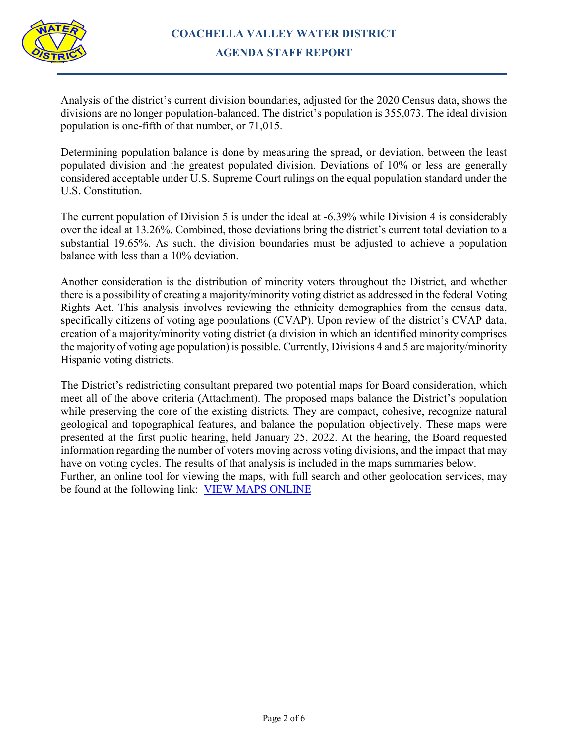Analysis of the district's current division boundaries, adjusted for the 2020 Census data, shows the divisions are no longer population-balanced. The district's population is 355,073. The ideal division population is one-fifth of that number, or 71,015.

Determining population balance is done by measuring the spread, or deviation, between the least populated division and the greatest populated division. Deviations of 10% or less are generally considered acceptable under U.S. Supreme Court rulings on the equal population standard under the U.S. Constitution.

The current population of Division 5 is under the ideal at -6.39% while Division 4 is considerably over the ideal at 13.26%. Combined, those deviations bring the district's current total deviation to a substantial 19.65%. As such, the division boundaries must be adjusted to achieve a population balance with less than a 10% deviation.

Another consideration is the distribution of minority voters throughout the District, and whether there is a possibility of creating a majority/minority voting district as addressed in the federal Voting Rights Act. This analysis involves reviewing the ethnicity demographics from the census data, specifically citizens of voting age populations (CVAP). Upon review of the district's CVAP data, creation of a majority/minority voting district (a division in which an identified minority comprises the majority of voting age population) is possible. Currently, Divisions 4 and 5 are majority/minority Hispanic voting districts.

The District's redistricting consultant prepared two potential maps for Board consideration, which meet all of the above criteria (Attachment). The proposed maps balance the District's population while preserving the core of the existing districts. They are compact, cohesive, recognize natural geological and topographical features, and balance the population objectively. These maps were presented at the first public hearing, held January 25, 2022. At the hearing, the Board requested information regarding the number of voters moving across voting divisions, and the impact that may have on voting cycles. The results of that analysis is included in the maps summaries below.
Further, an online tool for viewing the maps, with full search and other geolocation services, may be found at the following link: VIEW MAPS ONLINE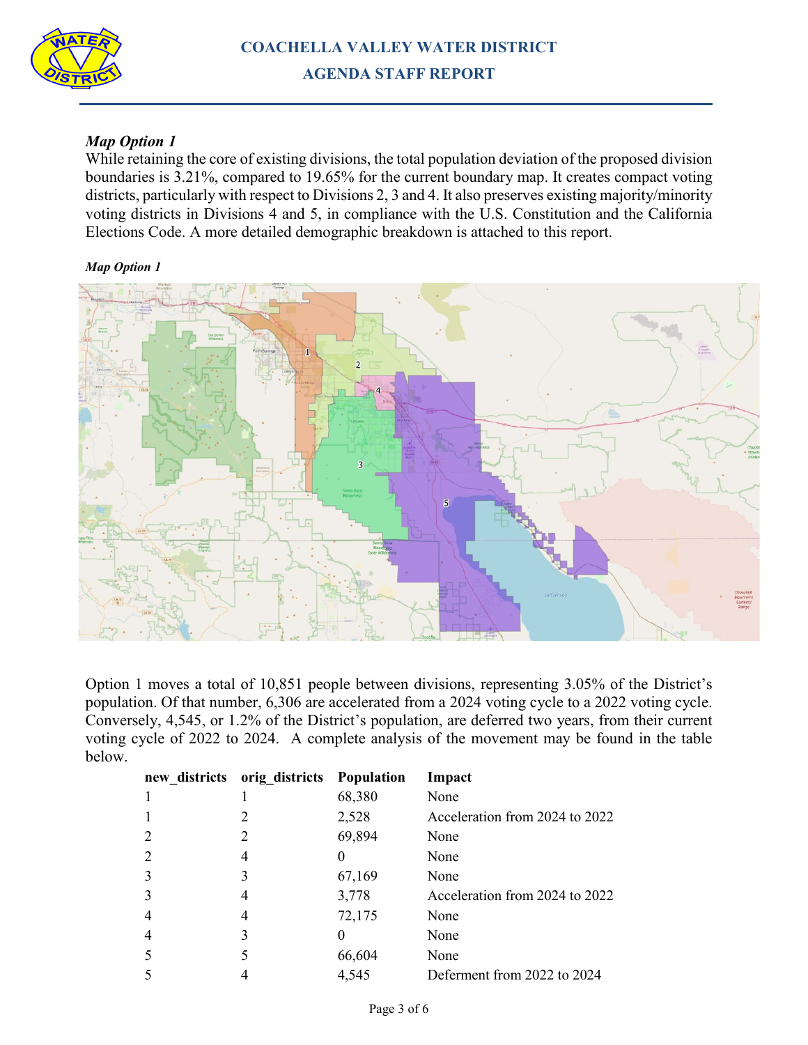### *Map Option 1*

While retaining the core of existing divisions, the total population deviation of the proposed division boundaries is 3.21%, compared to 19.65% for the current boundary map. It creates compact voting districts, particularly with respect to Divisions 2, 3 and 4. It also preserves existing majority/minority voting districts in Divisions 4 and 5, in compliance with the U.S. Constitution and the California Elections Code. A more detailed demographic breakdown is attached to this report.

***Map Option 1***

Option 1 moves a total of 10,851 people between divisions, representing 3.05% of the District's population. Of that number, 6,306 are accelerated from a 2024 voting cycle to a 2022 voting cycle. Conversely, 4,545, or 1.2% of the District's population, are deferred two years, from their current voting cycle of 2022 to 2024. A complete analysis of the movement may be found in the table below.

| new_districts | orig_districts | Population | Impact |
|---|---|---|---|
| 1 | 1 | 68,380 | None |
| 1 | 2 | 2,528 | Acceleration from 2024 to 2022 |
| 2 | 2 | 69,894 | None |
| 2 | 4 | 0 | None |
| 3 | 3 | 67,169 | None |
| 3 | 4 | 3,778 | Acceleration from 2024 to 2022 |
| 4 | 4 | 72,175 | None |
| 4 | 3 | 0 | None |
| 5 | 5 | 66,604 | None |
| 5 | 4 | 4,545 | Deferment from 2022 to 2024 |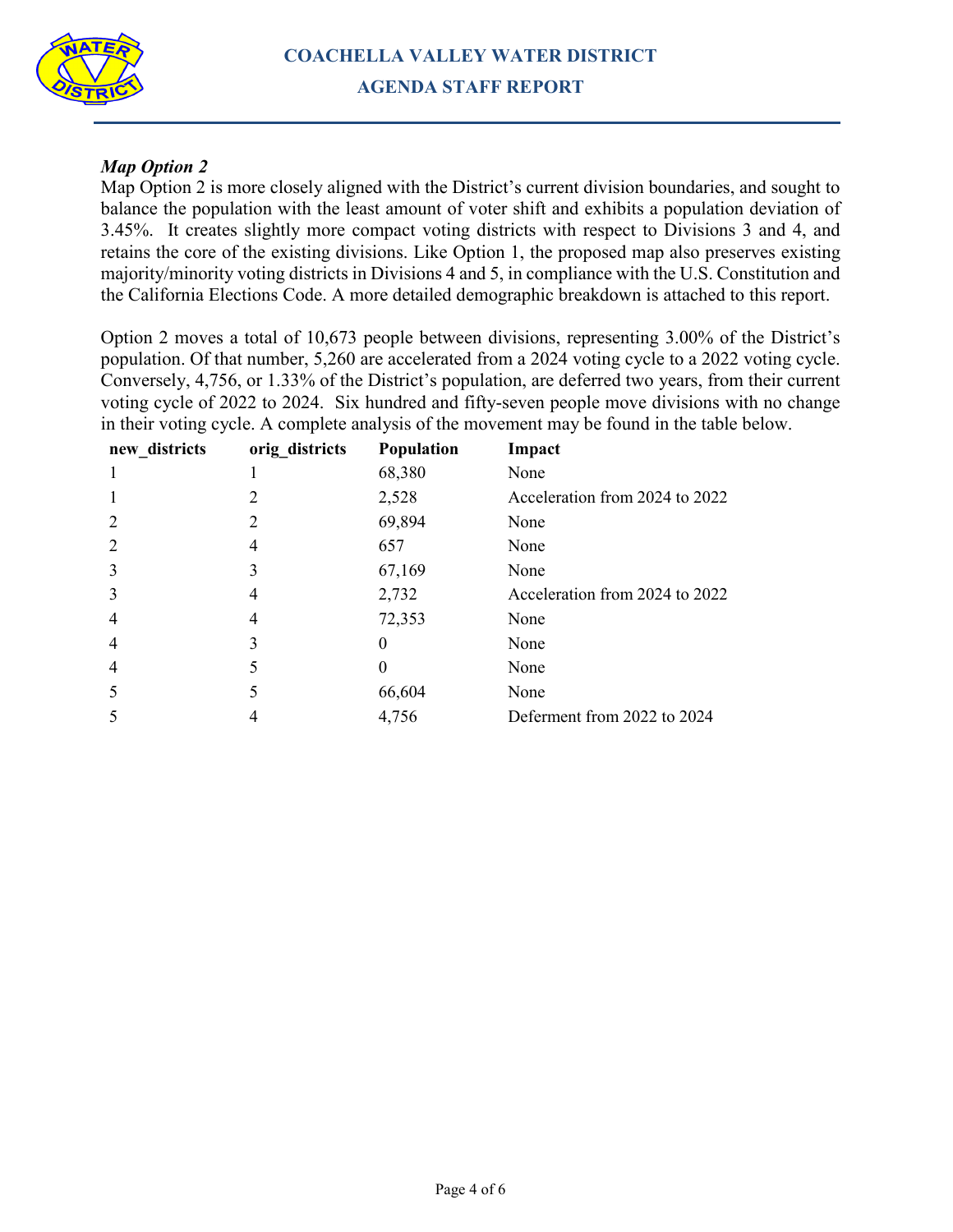### *Map Option 2*

Map Option 2 is more closely aligned with the District's current division boundaries, and sought to balance the population with the least amount of voter shift and exhibits a population deviation of 3.45%. It creates slightly more compact voting districts with respect to Divisions 3 and 4, and retains the core of the existing divisions. Like Option 1, the proposed map also preserves existing majority/minority voting districts in Divisions 4 and 5, in compliance with the U.S. Constitution and the California Elections Code. A more detailed demographic breakdown is attached to this report.

Option 2 moves a total of 10,673 people between divisions, representing 3.00% of the District's population. Of that number, 5,260 are accelerated from a 2024 voting cycle to a 2022 voting cycle. Conversely, 4,756, or 1.33% of the District's population, are deferred two years, from their current voting cycle of 2022 to 2024. Six hundred and fifty-seven people move divisions with no change in their voting cycle. A complete analysis of the movement may be found in the table below.

| new_districts | orig_districts | Population | Impact |
|---|---|---|---|
| 1 | 1 | 68,380 | None |
| 1 | 2 | 2,528 | Acceleration from 2024 to 2022 |
| 2 | 2 | 69,894 | None |
| 2 | 4 | 657 | None |
| 3 | 3 | 67,169 | None |
| 3 | 4 | 2,732 | Acceleration from 2024 to 2022 |
| 4 | 4 | 72,353 | None |
| 4 | 3 | 0 | None |
| 4 | 5 | 0 | None |
| 5 | 5 | 66,604 | None |
| 5 | 4 | 4,756 | Deferment from 2022 to 2024 |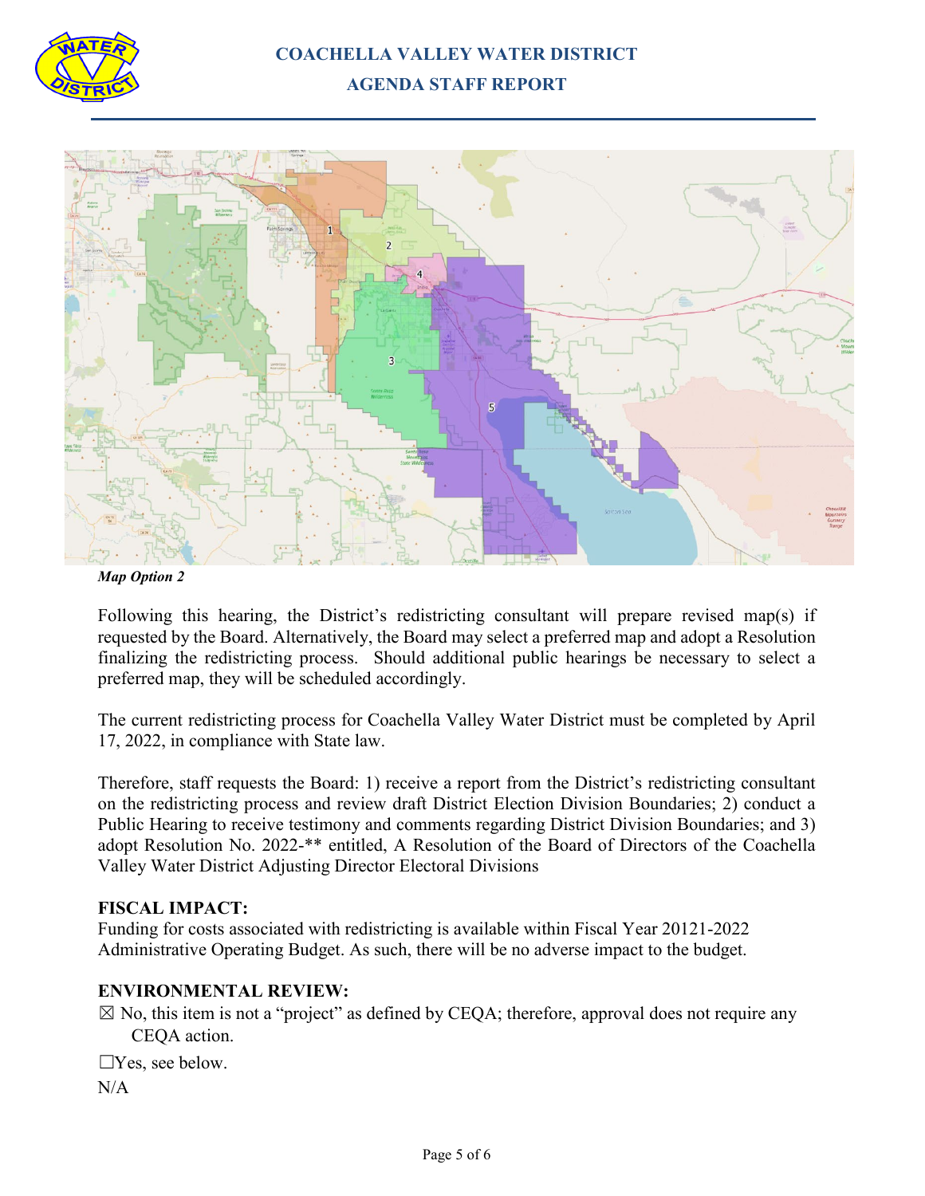*Map Option 2*

Following this hearing, the District's redistricting consultant will prepare revised map(s) if requested by the Board. Alternatively, the Board may select a preferred map and adopt a Resolution finalizing the redistricting process. Should additional public hearings be necessary to select a preferred map, they will be scheduled accordingly.

The current redistricting process for Coachella Valley Water District must be completed by April 17, 2022, in compliance with State law.

Therefore, staff requests the Board: 1) receive a report from the District's redistricting consultant on the redistricting process and review draft District Election Division Boundaries; 2) conduct a Public Hearing to receive testimony and comments regarding District Division Boundaries; and 3) adopt Resolution No. 2022-** entitled, A Resolution of the Board of Directors of the Coachella Valley Water District Adjusting Director Electoral Divisions

**FISCAL IMPACT:**

Funding for costs associated with redistricting is available within Fiscal Year 20121-2022 Administrative Operating Budget. As such, there will be no adverse impact to the budget.

**ENVIRONMENTAL REVIEW:**

☒ No, this item is not a "project" as defined by CEQA; therefore, approval does not require any CEQA action.

☐Yes, see below.

N/A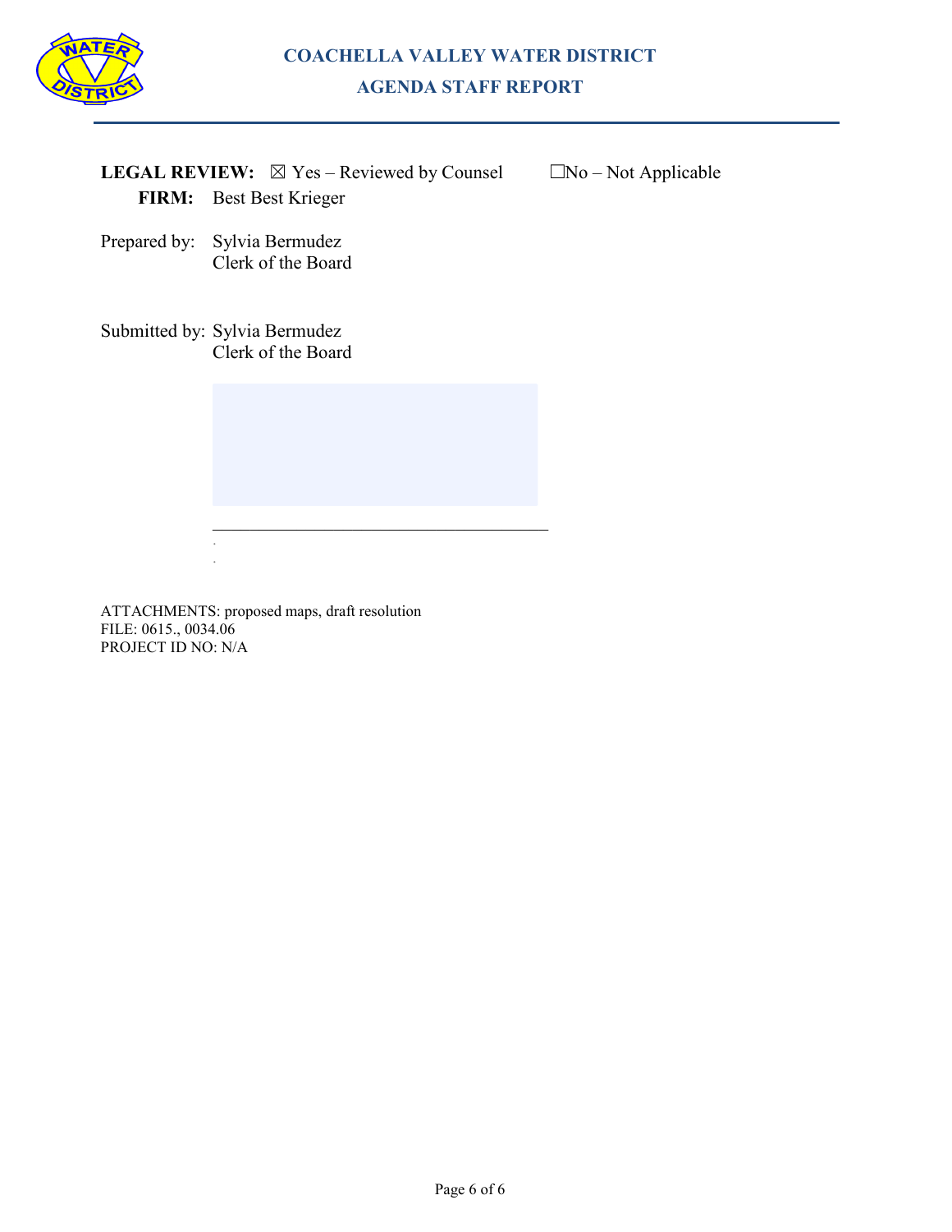**LEGAL REVIEW:** ☒ Yes – Reviewed by Counsel ☐No – Not Applicable

**FIRM:** Best Best Krieger

Prepared by: Sylvia Bermudez
Clerk of the Board

Submitted by: Sylvia Bermudez
Clerk of the Board

\_\_\_\_\_\_\_\_\_\_\_\_\_\_\_\_\_\_\_\_\_\_\_\_\_\_\_\_\_\_\_\_\_\_\_\_\_\_\_\_

ATTACHMENTS: proposed maps, draft resolution
FILE: 0615., 0034.06
PROJECT ID NO: N/A